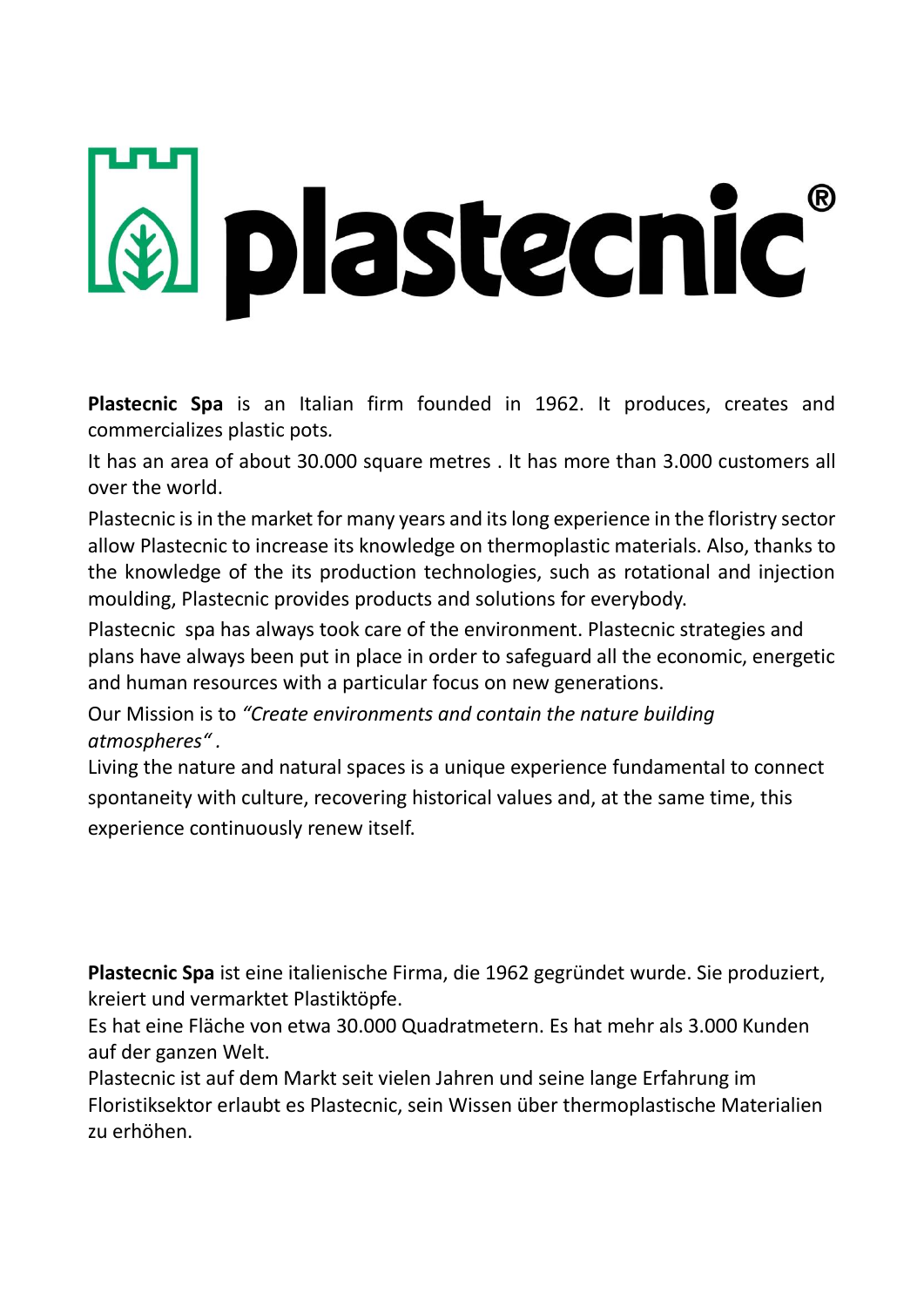# plastecnic®

**Plastecnic Spa** is an Italian firm founded in 1962. It produces, creates and commercializes plastic pots.

It has an area of about 30.000 square metres . It has more than 3.000 customers all over the world.

Plastecnic is in the market for many years and its long experience in the floristry sector allow Plastecnic to increase its knowledge on thermoplastic materials. Also, thanks to the knowledge of the its production technologies, such as rotational and injection moulding, Plastecnic provides products and solutions for everybody.

Plastecnic spa has always took care of the environment. Plastecnic strategies and plans have always been put in place in order to safeguard all the economic, energetic and human resources with a particular focus on new generations.

Our Mission is to *"Create environments and contain the nature building atmospheres"* .

Living the nature and natural spaces is a unique experience fundamental to connect spontaneity with culture, recovering historical values and, at the same time, this experience continuously renew itself.

**Plastecnic Spa** ist eine italienische Firma, die 1962 gegründet wurde. Sie produziert, kreiert und vermarktet Plastiktöpfe.

Es hat eine Fläche von etwa 30.000 Quadratmetern. Es hat mehr als 3.000 Kunden auf der ganzen Welt.

Plastecnic ist auf dem Markt seit vielen Jahren und seine lange Erfahrung im Floristiksektor erlaubt es Plastecnic, sein Wissen über thermoplastische Materialien zu erhöhen.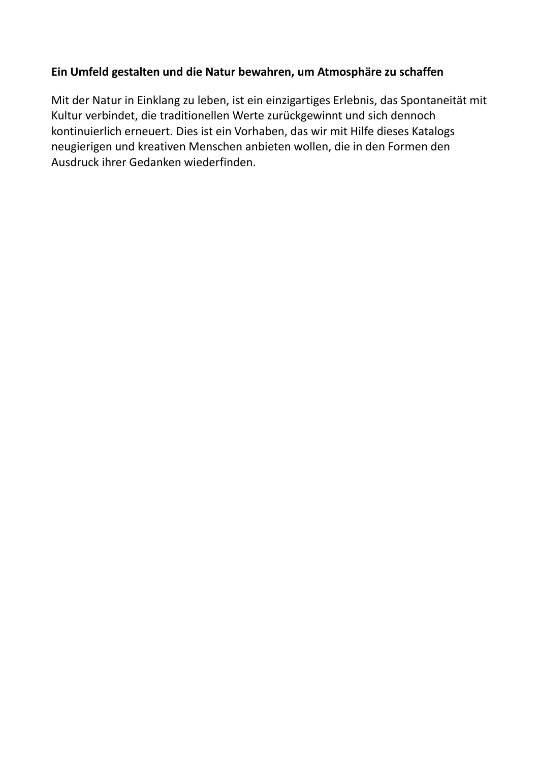**Ein Umfeld gestalten und die Natur bewahren, um Atmosphäre zu schaffen**

Mit der Natur in Einklang zu leben, ist ein einzigartiges Erlebnis, das Spontaneität mit Kultur verbindet, die traditionellen Werte zurückgewinnt und sich dennoch kontinuierlich erneuert. Dies ist ein Vorhaben, das wir mit Hilfe dieses Katalogs neugierigen und kreativen Menschen anbieten wollen, die in den Formen den Ausdruck ihrer Gedanken wiederfinden.